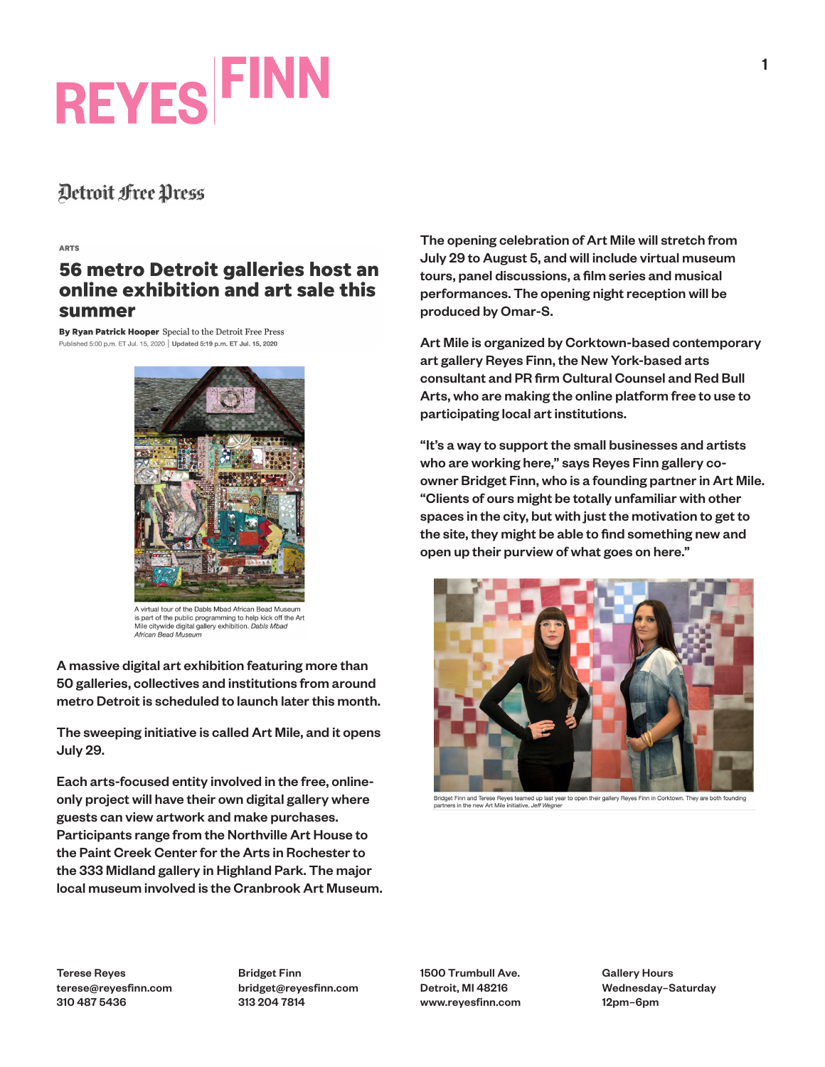# REYES FINN

Detroit Free Press

ARTS

## 56 metro Detroit galleries host an online exhibition and art sale this summer

**By Ryan Patrick Hooper** Special to the Detroit Free Press
Published 5:00 p.m. ET Jul. 15, 2020 | Updated 5:19 p.m. ET Jul. 15, 2020

A virtual tour of the Dabls Mbad African Bead Museum is part of the public programming to help kick off the Art Mile citywide digital gallery exhibition. *Dabls Mbad African Bead Museum*

A massive digital art exhibition featuring more than 50 galleries, collectives and institutions from around metro Detroit is scheduled to launch later this month.

The sweeping initiative is called Art Mile, and it opens July 29.

Each arts-focused entity involved in the free, online-only project will have their own digital gallery where guests can view artwork and make purchases. Participants range from the Northville Art House to the Paint Creek Center for the Arts in Rochester to the 333 Midland gallery in Highland Park. The major local museum involved is the Cranbrook Art Museum.

The opening celebration of Art Mile will stretch from July 29 to August 5, and will include virtual museum tours, panel discussions, a film series and musical performances. The opening night reception will be produced by Omar-S.

Art Mile is organized by Corktown-based contemporary art gallery Reyes Finn, the New York-based arts consultant and PR firm Cultural Counsel and Red Bull Arts, who are making the online platform free to use to participating local art institutions.

"It's a way to support the small businesses and artists who are working here," says Reyes Finn gallery co-owner Bridget Finn, who is a founding partner in Art Mile. "Clients of ours might be totally unfamiliar with other spaces in the city, but with just the motivation to get to the site, they might be able to find something new and open up their purview of what goes on here."

Bridget Finn and Terese Reyes teamed up last year to open their gallery Reyes Finn in Corktown. They are both founding partners in the new Art Mile initiative. *Jeff Wegner*

Terese Reyes
terese@reyesfinn.com
310 487 5436

Bridget Finn
bridget@reyesfinn.com
313 204 7814

1500 Trumbull Ave.
Detroit, MI 48216
www.reyesfinn.com

Gallery Hours
Wednesday–Saturday
12pm–6pm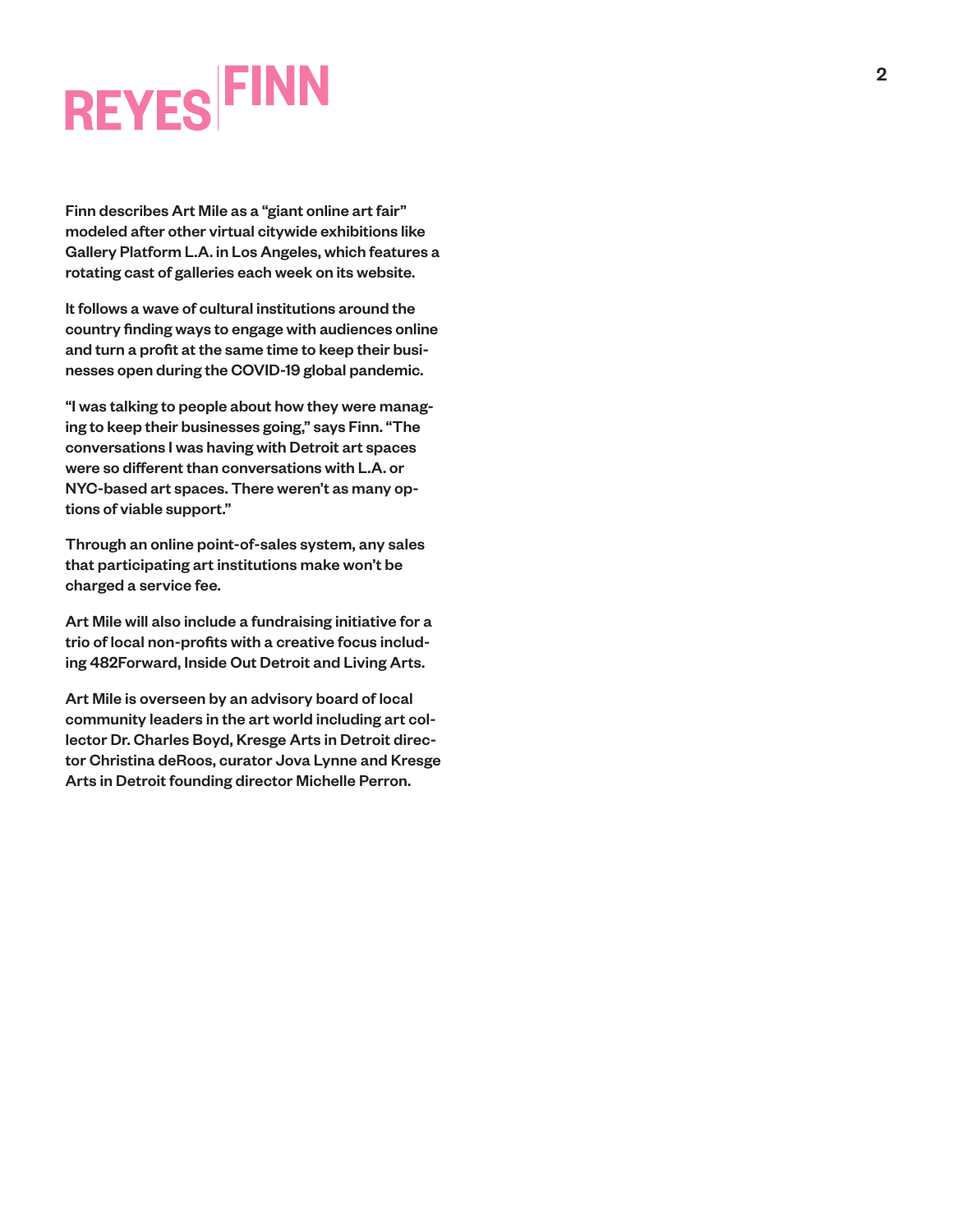Finn describes Art Mile as a "giant online art fair" modeled after other virtual citywide exhibitions like Gallery Platform L.A. in Los Angeles, which features a rotating cast of galleries each week on its website.

It follows a wave of cultural institutions around the country finding ways to engage with audiences online and turn a profit at the same time to keep their businesses open during the COVID-19 global pandemic.

"I was talking to people about how they were managing to keep their businesses going," says Finn. "The conversations I was having with Detroit art spaces were so different than conversations with L.A. or NYC-based art spaces. There weren't as many options of viable support."

Through an online point-of-sales system, any sales that participating art institutions make won't be charged a service fee.

Art Mile will also include a fundraising initiative for a trio of local non-profits with a creative focus including 482Forward, Inside Out Detroit and Living Arts.

Art Mile is overseen by an advisory board of local community leaders in the art world including art collector Dr. Charles Boyd, Kresge Arts in Detroit director Christina deRoos, curator Jova Lynne and Kresge Arts in Detroit founding director Michelle Perron.